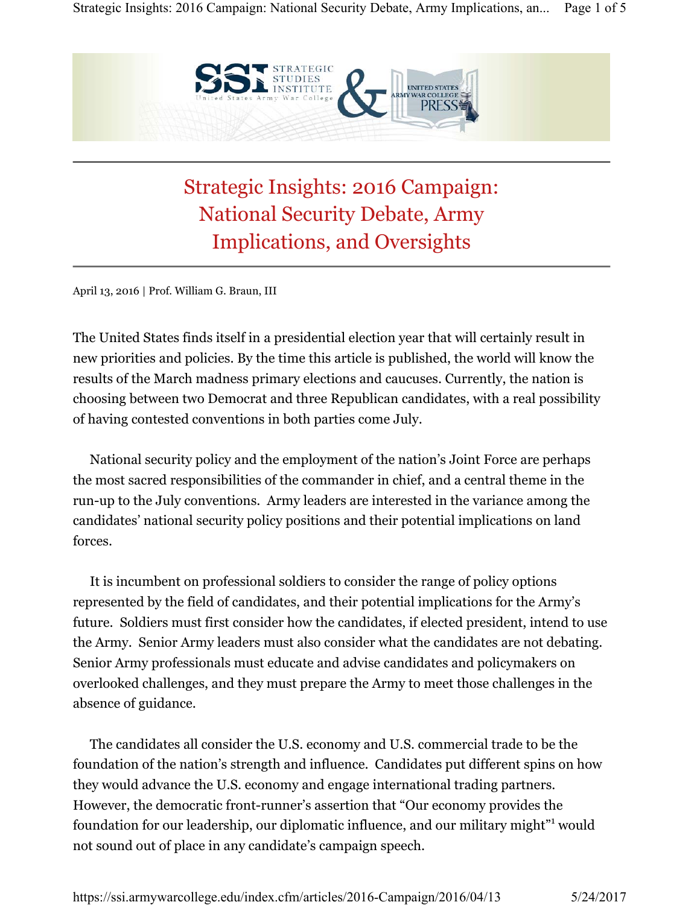# Strategic Insights: 2016 Campaign: National Security Debate, Army Implications, and Oversights

April 13, 2016 | Prof. William G. Braun, III

The United States finds itself in a presidential election year that will certainly result in new priorities and policies. By the time this article is published, the world will know the results of the March madness primary elections and caucuses. Currently, the nation is choosing between two Democrat and three Republican candidates, with a real possibility of having contested conventions in both parties come July.

National security policy and the employment of the nation's Joint Force are perhaps the most sacred responsibilities of the commander in chief, and a central theme in the run-up to the July conventions. Army leaders are interested in the variance among the candidates' national security policy positions and their potential implications on land forces.

It is incumbent on professional soldiers to consider the range of policy options represented by the field of candidates, and their potential implications for the Army's future. Soldiers must first consider how the candidates, if elected president, intend to use the Army. Senior Army leaders must also consider what the candidates are not debating. Senior Army professionals must educate and advise candidates and policymakers on overlooked challenges, and they must prepare the Army to meet those challenges in the absence of guidance.

The candidates all consider the U.S. economy and U.S. commercial trade to be the foundation of the nation's strength and influence. Candidates put different spins on how they would advance the U.S. economy and engage international trading partners. However, the democratic front-runner's assertion that "Our economy provides the foundation for our leadership, our diplomatic influence, and our military might"[1] would not sound out of place in any candidate's campaign speech.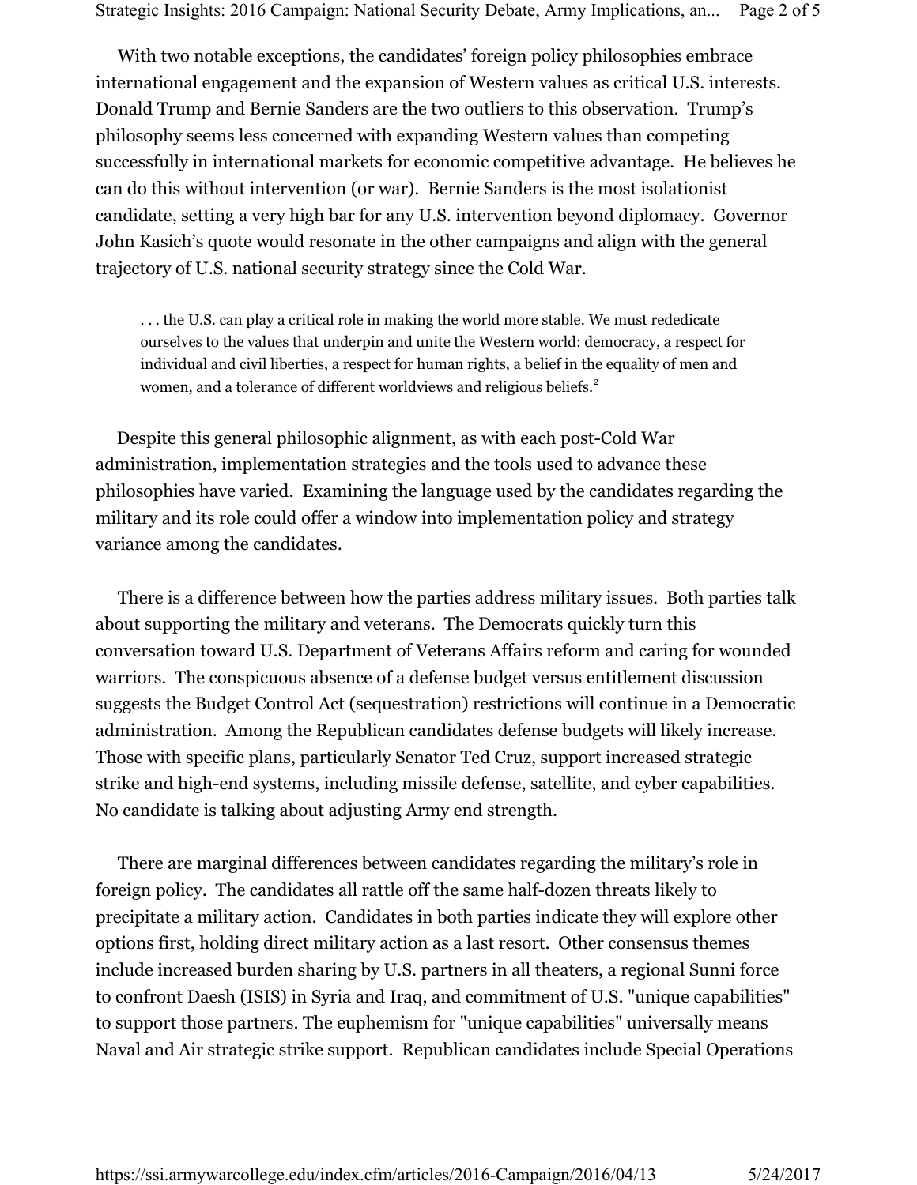With two notable exceptions, the candidates' foreign policy philosophies embrace international engagement and the expansion of Western values as critical U.S. interests. Donald Trump and Bernie Sanders are the two outliers to this observation. Trump's philosophy seems less concerned with expanding Western values than competing successfully in international markets for economic competitive advantage. He believes he can do this without intervention (or war). Bernie Sanders is the most isolationist candidate, setting a very high bar for any U.S. intervention beyond diplomacy. Governor John Kasich's quote would resonate in the other campaigns and align with the general trajectory of U.S. national security strategy since the Cold War.

> . . . the U.S. can play a critical role in making the world more stable. We must rededicate ourselves to the values that underpin and unite the Western world: democracy, a respect for individual and civil liberties, a respect for human rights, a belief in the equality of men and women, and a tolerance of different worldviews and religious beliefs.[2]

Despite this general philosophic alignment, as with each post-Cold War administration, implementation strategies and the tools used to advance these philosophies have varied. Examining the language used by the candidates regarding the military and its role could offer a window into implementation policy and strategy variance among the candidates.

There is a difference between how the parties address military issues. Both parties talk about supporting the military and veterans. The Democrats quickly turn this conversation toward U.S. Department of Veterans Affairs reform and caring for wounded warriors. The conspicuous absence of a defense budget versus entitlement discussion suggests the Budget Control Act (sequestration) restrictions will continue in a Democratic administration. Among the Republican candidates defense budgets will likely increase. Those with specific plans, particularly Senator Ted Cruz, support increased strategic strike and high-end systems, including missile defense, satellite, and cyber capabilities. No candidate is talking about adjusting Army end strength.

There are marginal differences between candidates regarding the military's role in foreign policy. The candidates all rattle off the same half-dozen threats likely to precipitate a military action. Candidates in both parties indicate they will explore other options first, holding direct military action as a last resort. Other consensus themes include increased burden sharing by U.S. partners in all theaters, a regional Sunni force to confront Daesh (ISIS) in Syria and Iraq, and commitment of U.S. "unique capabilities" to support those partners. The euphemism for "unique capabilities" universally means Naval and Air strategic strike support. Republican candidates include Special Operations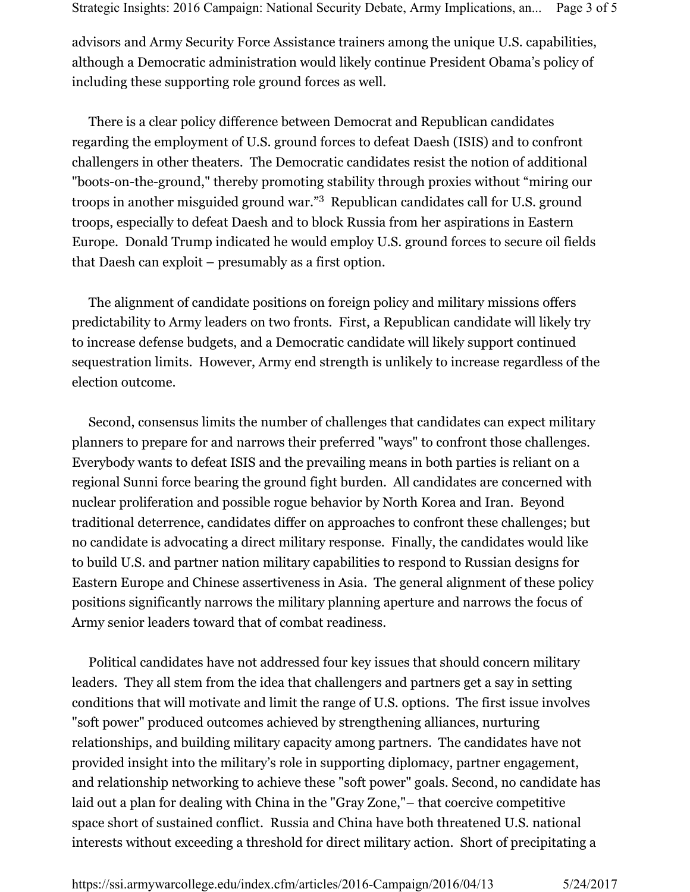advisors and Army Security Force Assistance trainers among the unique U.S. capabilities, although a Democratic administration would likely continue President Obama's policy of including these supporting role ground forces as well.

There is a clear policy difference between Democrat and Republican candidates regarding the employment of U.S. ground forces to defeat Daesh (ISIS) and to confront challengers in other theaters. The Democratic candidates resist the notion of additional "boots-on-the-ground," thereby promoting stability through proxies without "miring our troops in another misguided ground war."[3] Republican candidates call for U.S. ground troops, especially to defeat Daesh and to block Russia from her aspirations in Eastern Europe. Donald Trump indicated he would employ U.S. ground forces to secure oil fields that Daesh can exploit – presumably as a first option.

The alignment of candidate positions on foreign policy and military missions offers predictability to Army leaders on two fronts. First, a Republican candidate will likely try to increase defense budgets, and a Democratic candidate will likely support continued sequestration limits. However, Army end strength is unlikely to increase regardless of the election outcome.

Second, consensus limits the number of challenges that candidates can expect military planners to prepare for and narrows their preferred "ways" to confront those challenges. Everybody wants to defeat ISIS and the prevailing means in both parties is reliant on a regional Sunni force bearing the ground fight burden. All candidates are concerned with nuclear proliferation and possible rogue behavior by North Korea and Iran. Beyond traditional deterrence, candidates differ on approaches to confront these challenges; but no candidate is advocating a direct military response. Finally, the candidates would like to build U.S. and partner nation military capabilities to respond to Russian designs for Eastern Europe and Chinese assertiveness in Asia. The general alignment of these policy positions significantly narrows the military planning aperture and narrows the focus of Army senior leaders toward that of combat readiness.

Political candidates have not addressed four key issues that should concern military leaders. They all stem from the idea that challengers and partners get a say in setting conditions that will motivate and limit the range of U.S. options. The first issue involves "soft power" produced outcomes achieved by strengthening alliances, nurturing relationships, and building military capacity among partners. The candidates have not provided insight into the military's role in supporting diplomacy, partner engagement, and relationship networking to achieve these "soft power" goals. Second, no candidate has laid out a plan for dealing with China in the "Gray Zone,"– that coercive competitive space short of sustained conflict. Russia and China have both threatened U.S. national interests without exceeding a threshold for direct military action. Short of precipitating a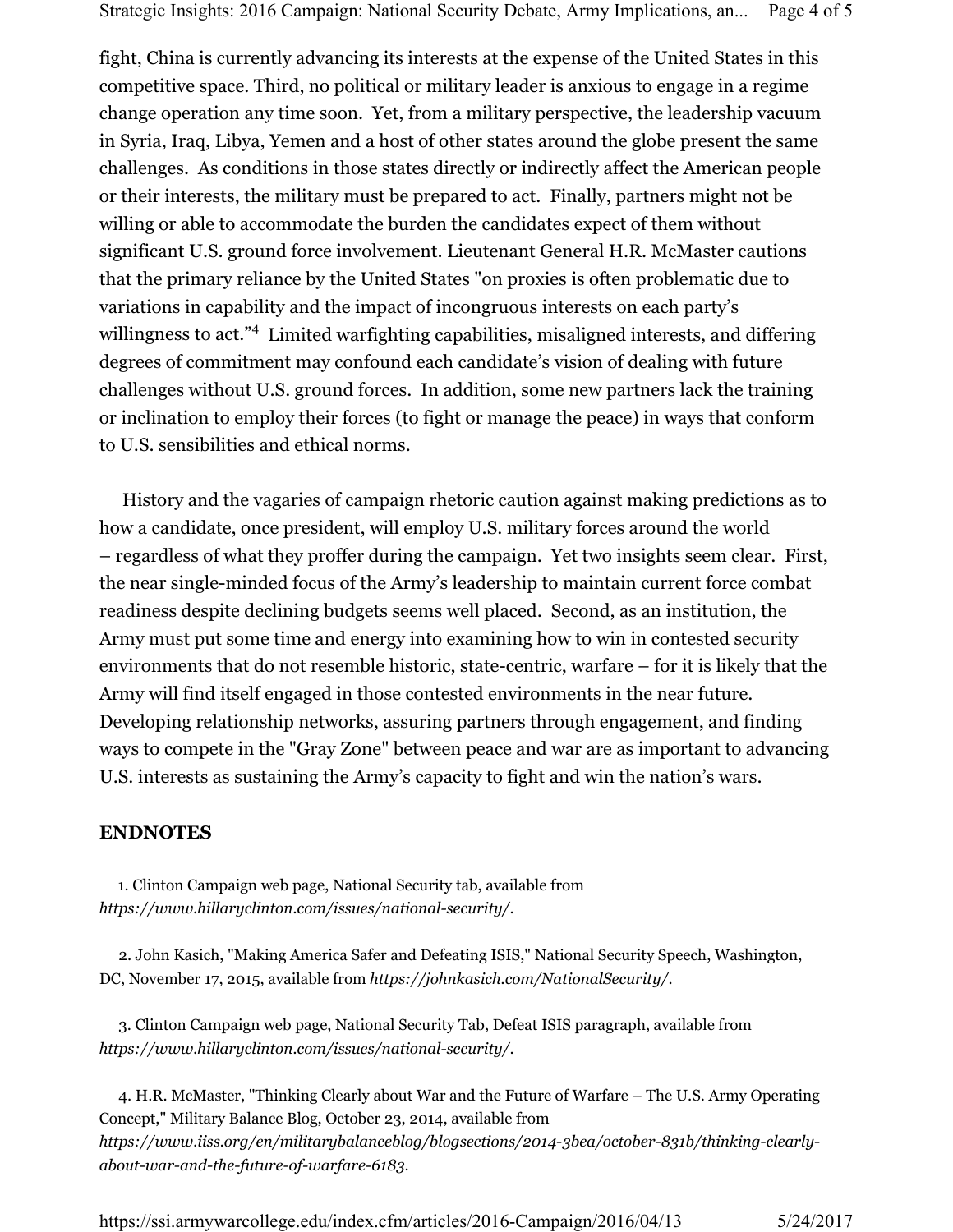fight, China is currently advancing its interests at the expense of the United States in this competitive space. Third, no political or military leader is anxious to engage in a regime change operation any time soon. Yet, from a military perspective, the leadership vacuum in Syria, Iraq, Libya, Yemen and a host of other states around the globe present the same challenges. As conditions in those states directly or indirectly affect the American people or their interests, the military must be prepared to act. Finally, partners might not be willing or able to accommodate the burden the candidates expect of them without significant U.S. ground force involvement. Lieutenant General H.R. McMaster cautions that the primary reliance by the United States "on proxies is often problematic due to variations in capability and the impact of incongruous interests on each party's willingness to act."[4] Limited warfighting capabilities, misaligned interests, and differing degrees of commitment may confound each candidate's vision of dealing with future challenges without U.S. ground forces. In addition, some new partners lack the training or inclination to employ their forces (to fight or manage the peace) in ways that conform to U.S. sensibilities and ethical norms.

History and the vagaries of campaign rhetoric caution against making predictions as to how a candidate, once president, will employ U.S. military forces around the world – regardless of what they proffer during the campaign. Yet two insights seem clear. First, the near single-minded focus of the Army's leadership to maintain current force combat readiness despite declining budgets seems well placed. Second, as an institution, the Army must put some time and energy into examining how to win in contested security environments that do not resemble historic, state-centric, warfare – for it is likely that the Army will find itself engaged in those contested environments in the near future. Developing relationship networks, assuring partners through engagement, and finding ways to compete in the "Gray Zone" between peace and war are as important to advancing U.S. interests as sustaining the Army's capacity to fight and win the nation's wars.

## ENDNOTES

1. Clinton Campaign web page, National Security tab, available from *https://www.hillaryclinton.com/issues/national-security/*.

2. John Kasich, "Making America Safer and Defeating ISIS," National Security Speech, Washington, DC, November 17, 2015, available from *https://johnkasich.com/NationalSecurity/*.

3. Clinton Campaign web page, National Security Tab, Defeat ISIS paragraph, available from *https://www.hillaryclinton.com/issues/national-security/*.

4. H.R. McMaster, "Thinking Clearly about War and the Future of Warfare – The U.S. Army Operating Concept," Military Balance Blog, October 23, 2014, available from *https://www.iiss.org/en/militarybalanceblog/blogsections/2014-3bea/october-831b/thinking-clearly-about-war-and-the-future-of-warfare-6183*.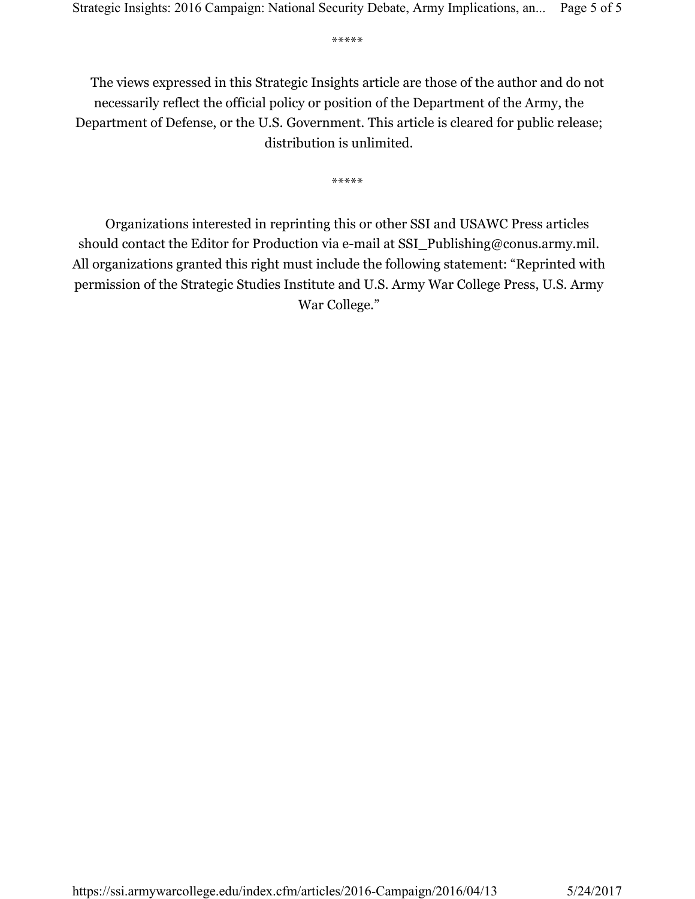*****

The views expressed in this Strategic Insights article are those of the author and do not necessarily reflect the official policy or position of the Department of the Army, the Department of Defense, or the U.S. Government. This article is cleared for public release; distribution is unlimited.

*****

Organizations interested in reprinting this or other SSI and USAWC Press articles should contact the Editor for Production via e-mail at SSI_Publishing@conus.army.mil. All organizations granted this right must include the following statement: "Reprinted with permission of the Strategic Studies Institute and U.S. Army War College Press, U.S. Army War College."